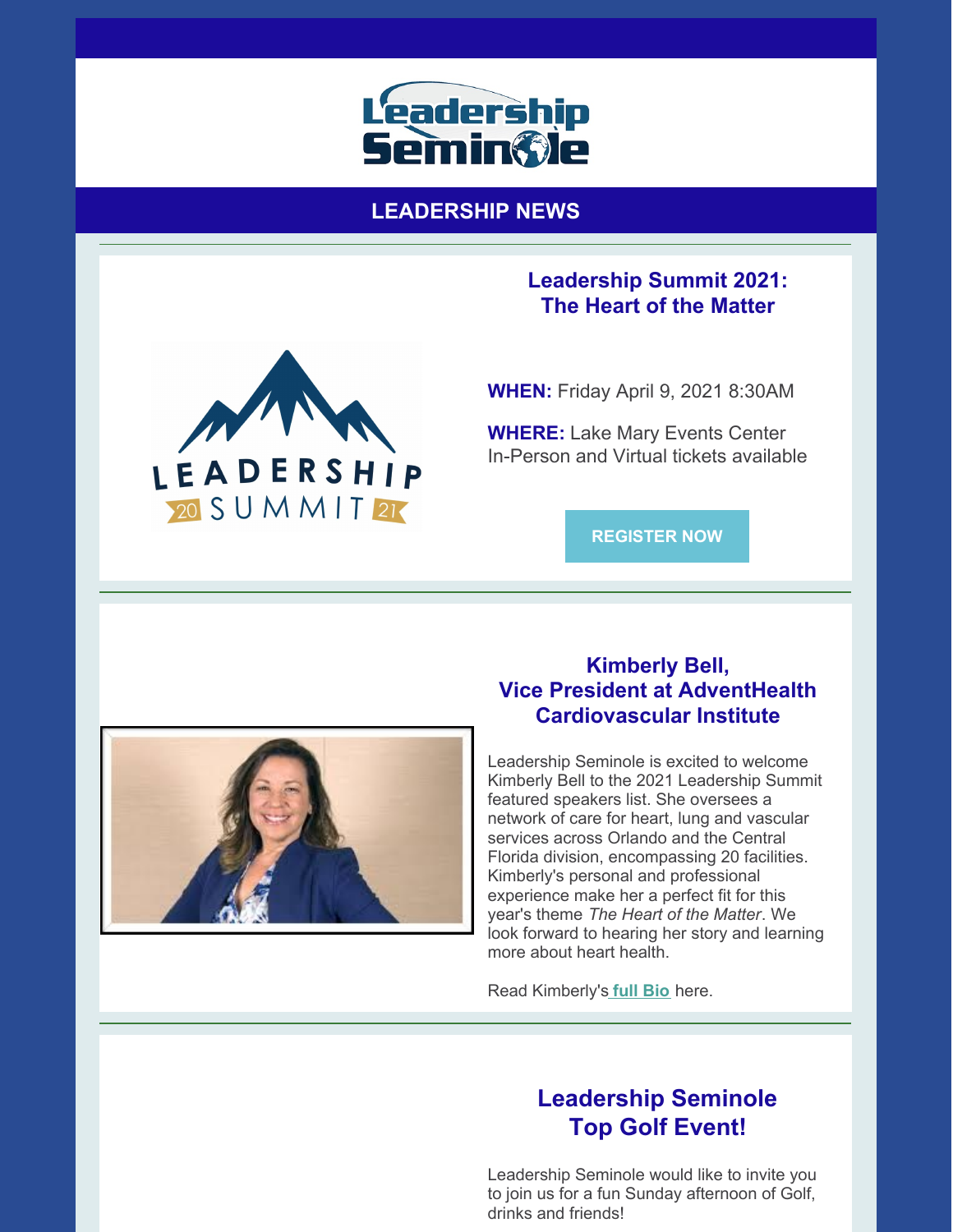# LEADERSHIP NEWS

## Leadership Summit 2021: The Heart of the Matter

**WHEN:** Friday April 9, 2021 8:30AM

**WHERE:** Lake Mary Events Center
In-Person and Virtual tickets available

REGISTER NOW

## Kimberly Bell, Vice President at AdventHealth Cardiovascular Institute

Leadership Seminole is excited to welcome Kimberly Bell to the 2021 Leadership Summit featured speakers list. She oversees a network of care for heart, lung and vascular services across Orlando and the Central Florida division, encompassing 20 facilities. Kimberly's personal and professional experience make her a perfect fit for this year's theme *The Heart of the Matter*. We look forward to hearing her story and learning more about heart health.

Read Kimberly's **full Bio** here.

## Leadership Seminole Top Golf Event!

Leadership Seminole would like to invite you to join us for a fun Sunday afternoon of Golf, drinks and friends!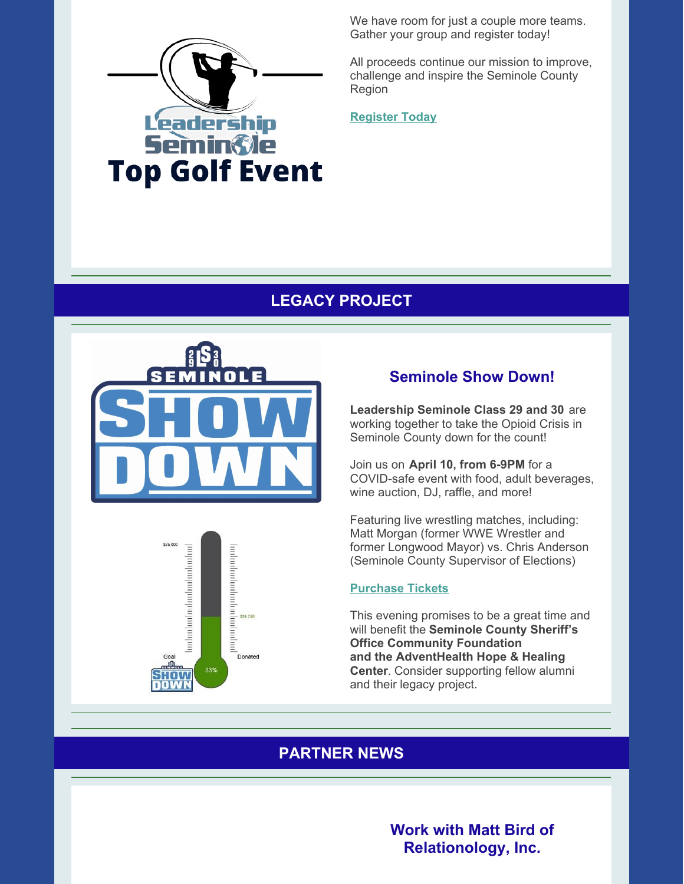Leadership Seminole Top Golf Event

We have room for just a couple more teams. Gather your group and register today!

All proceeds continue our mission to improve, challenge and inspire the Seminole County Region

[Register Today]

## LEGACY PROJECT

### Seminole Show Down!

**Leadership Seminole Class 29 and 30** are working together to take the Opioid Crisis in Seminole County down for the count!

Join us on **April 10, from 6-9PM** for a COVID-safe event with food, adult beverages, wine auction, DJ, raffle, and more!

Featuring live wrestling matches, including: Matt Morgan (former WWE Wrestler and former Longwood Mayor) vs. Chris Anderson (Seminole County Supervisor of Elections)

[Purchase Tickets]

This evening promises to be a great time and will benefit the **Seminole County Sheriff's Office Community Foundation and the AdventHealth Hope & Healing Center**. Consider supporting fellow alumni and their legacy project.

## PARTNER NEWS

### Work with Matt Bird of Relationology, Inc.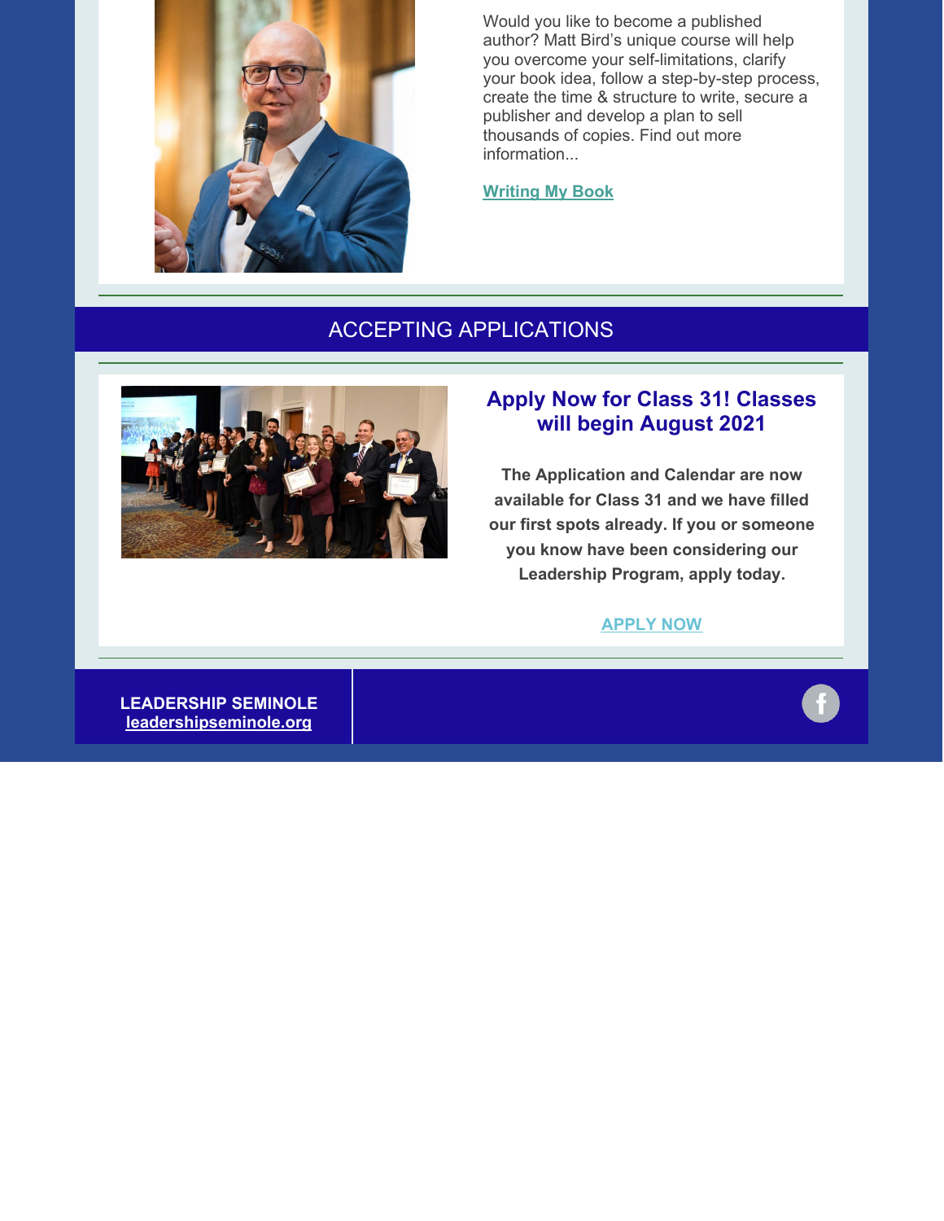Would you like to become a published author? Matt Bird's unique course will help you overcome your self-limitations, clarify your book idea, follow a step-by-step process, create the time & structure to write, secure a publisher and develop a plan to sell thousands of copies. Find out more information...

**Writing My Book**

## ACCEPTING APPLICATIONS

### Apply Now for Class 31! Classes will begin August 2021

**The Application and Calendar are now available for Class 31 and we have filled our first spots already. If you or someone you know have been considering our Leadership Program, apply today.**

**APPLY NOW**

**LEADERSHIP SEMINOLE**
**leadershipseminole.org**